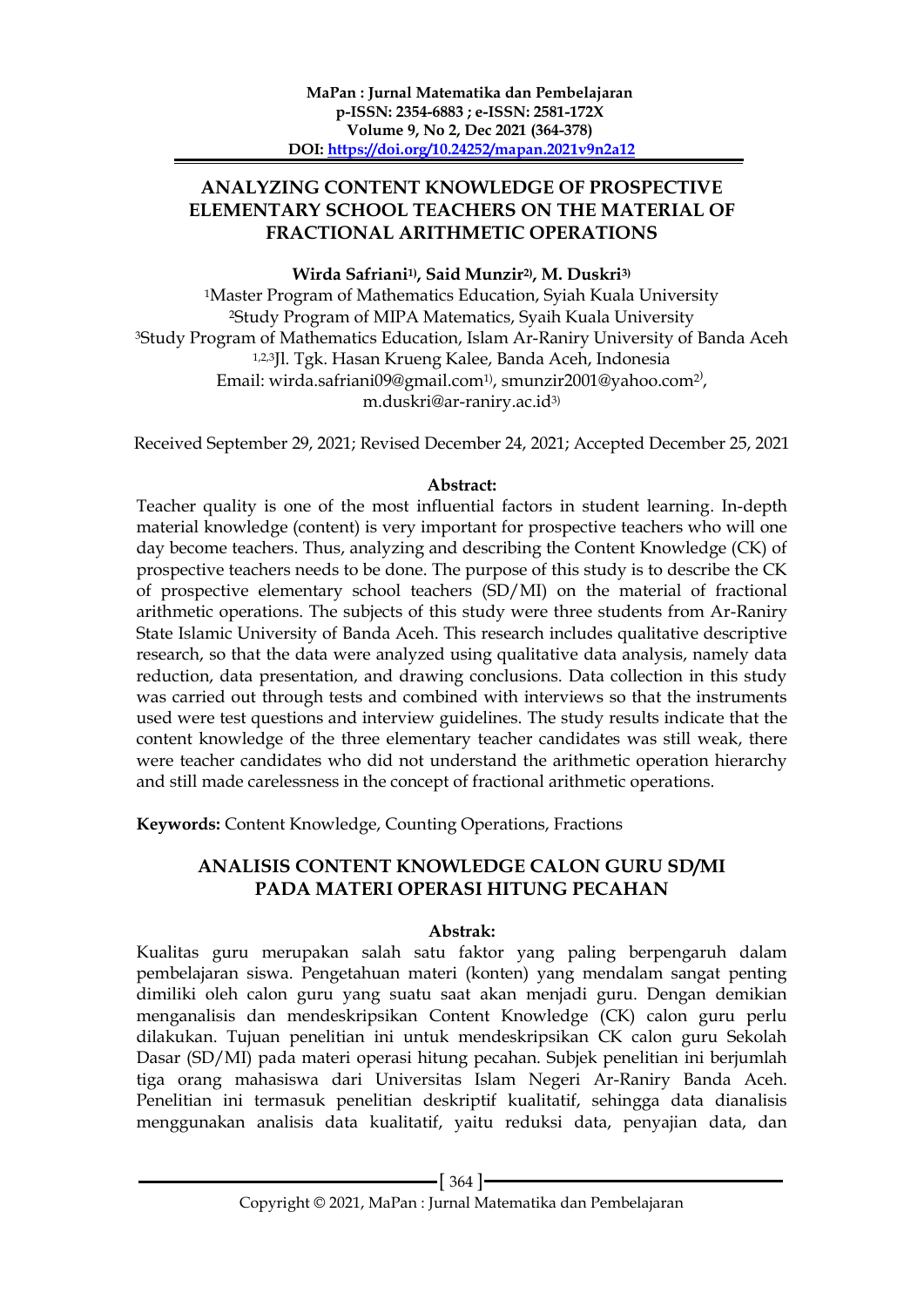**MaPan : Jurnal Matematika dan Pembelajaran**
**p-ISSN: 2354-6883 ; e-ISSN: 2581-172X**
**Volume 9, No 2, Dec 2021 (364-378)**
**DOI: https://doi.org/10.24252/mapan.2021v9n2a12**

# ANALYZING CONTENT KNOWLEDGE OF PROSPECTIVE ELEMENTARY SCHOOL TEACHERS ON THE MATERIAL OF FRACTIONAL ARITHMETIC OPERATIONS

**Wirda Safriani[1)], Said Munzir[2)], M. Duskri[3)]**

[1]Master Program of Mathematics Education, Syiah Kuala University
[2]Study Program of MIPA Matematics, Syaih Kuala University
[3]Study Program of Mathematics Education, Islam Ar-Raniry University of Banda Aceh
[1,2,3]Jl. Tgk. Hasan Krueng Kalee, Banda Aceh, Indonesia
Email: wirda.safriani09@gmail.com[1)], smunzir2001@yahoo.com[2)], m.duskri@ar-raniry.ac.id[3)]

Received September 29, 2021; Revised December 24, 2021; Accepted December 25, 2021

**Abstract:**

Teacher quality is one of the most influential factors in student learning. In-depth material knowledge (content) is very important for prospective teachers who will one day become teachers. Thus, analyzing and describing the Content Knowledge (CK) of prospective teachers needs to be done. The purpose of this study is to describe the CK of prospective elementary school teachers (SD/MI) on the material of fractional arithmetic operations. The subjects of this study were three students from Ar-Raniry State Islamic University of Banda Aceh. This research includes qualitative descriptive research, so that the data were analyzed using qualitative data analysis, namely data reduction, data presentation, and drawing conclusions. Data collection in this study was carried out through tests and combined with interviews so that the instruments used were test questions and interview guidelines. The study results indicate that the content knowledge of the three elementary teacher candidates was still weak, there were teacher candidates who did not understand the arithmetic operation hierarchy and still made carelessness in the concept of fractional arithmetic operations.

**Keywords:** Content Knowledge, Counting Operations, Fractions

# ANALISIS CONTENT KNOWLEDGE CALON GURU SD/MI PADA MATERI OPERASI HITUNG PECAHAN

**Abstrak:**

Kualitas guru merupakan salah satu faktor yang paling berpengaruh dalam pembelajaran siswa. Pengetahuan materi (konten) yang mendalam sangat penting dimiliki oleh calon guru yang suatu saat akan menjadi guru. Dengan demikian menganalisis dan mendeskripsikan Content Knowledge (CK) calon guru perlu dilakukan. Tujuan penelitian ini untuk mendeskripsikan CK calon guru Sekolah Dasar (SD/MI) pada materi operasi hitung pecahan. Subjek penelitian ini berjumlah tiga orang mahasiswa dari Universitas Islam Negeri Ar-Raniry Banda Aceh. Penelitian ini termasuk penelitian deskriptif kualitatif, sehingga data dianalisis menggunakan analisis data kualitatif, yaitu reduksi data, penyajian data, dan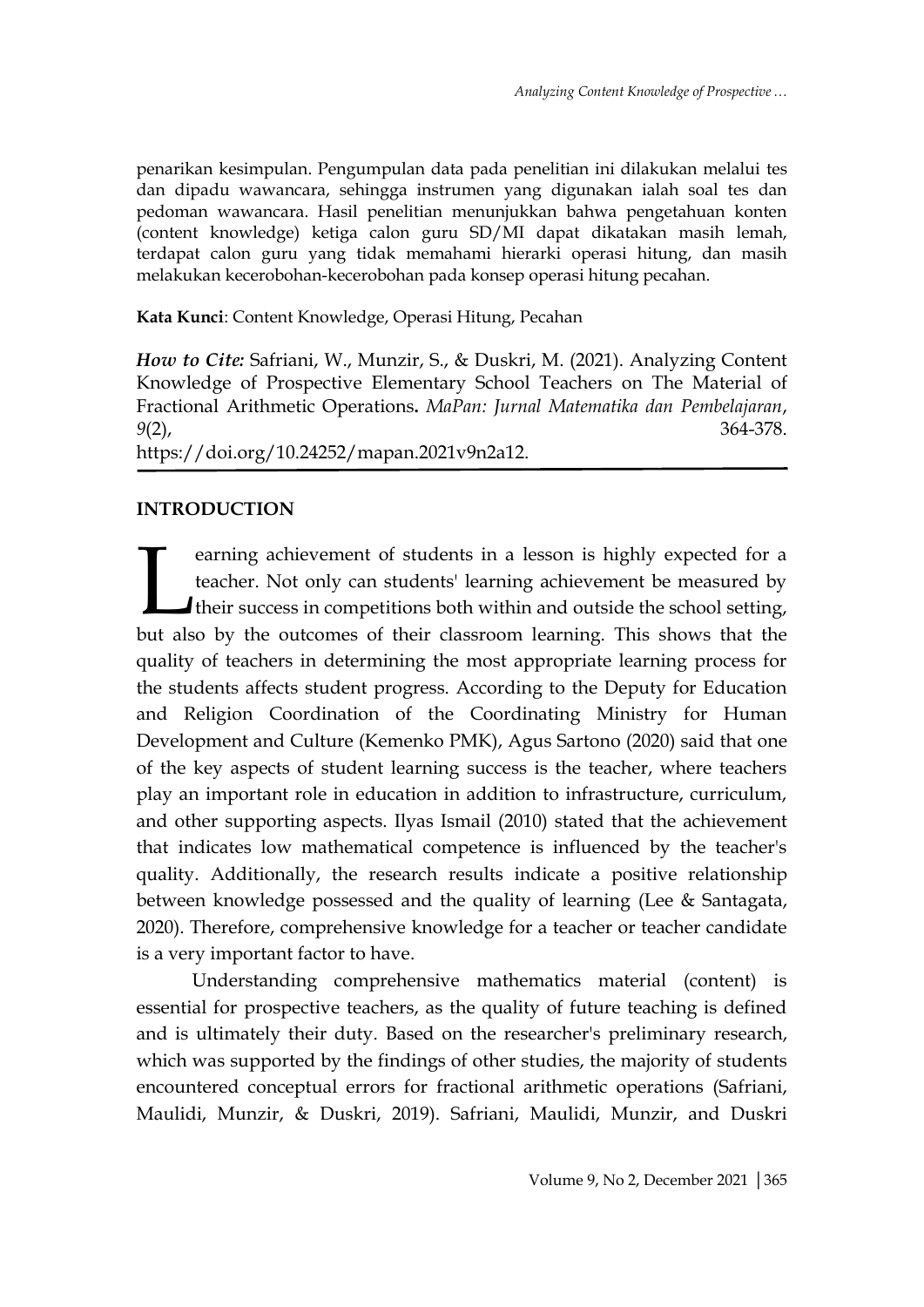penarikan kesimpulan. Pengumpulan data pada penelitian ini dilakukan melalui tes dan dipadu wawancara, sehingga instrumen yang digunakan ialah soal tes dan pedoman wawancara. Hasil penelitian menunjukkan bahwa pengetahuan konten (content knowledge) ketiga calon guru SD/MI dapat dikatakan masih lemah, terdapat calon guru yang tidak memahami hierarki operasi hitung, dan masih melakukan kecerobohan-kecerobohan pada konsep operasi hitung pecahan.

**Kata Kunci**: Content Knowledge, Operasi Hitung, Pecahan

***How to Cite:*** Safriani, W., Munzir, S., & Duskri, M. (2021). Analyzing Content Knowledge of Prospective Elementary School Teachers on The Material of Fractional Arithmetic Operations**.** *MaPan: Jurnal Matematika dan Pembelajaran*, *9*(2), 364-378. https://doi.org/10.24252/mapan.2021v9n2a12.

## INTRODUCTION

Learning achievement of students in a lesson is highly expected for a teacher. Not only can students' learning achievement be measured by their success in competitions both within and outside the school setting, but also by the outcomes of their classroom learning. This shows that the quality of teachers in determining the most appropriate learning process for the students affects student progress. According to the Deputy for Education and Religion Coordination of the Coordinating Ministry for Human Development and Culture (Kemenko PMK), Agus Sartono (2020) said that one of the key aspects of student learning success is the teacher, where teachers play an important role in education in addition to infrastructure, curriculum, and other supporting aspects. Ilyas Ismail (2010) stated that the achievement that indicates low mathematical competence is influenced by the teacher's quality. Additionally, the research results indicate a positive relationship between knowledge possessed and the quality of learning (Lee & Santagata, 2020). Therefore, comprehensive knowledge for a teacher or teacher candidate is a very important factor to have.

Understanding comprehensive mathematics material (content) is essential for prospective teachers, as the quality of future teaching is defined and is ultimately their duty. Based on the researcher's preliminary research, which was supported by the findings of other studies, the majority of students encountered conceptual errors for fractional arithmetic operations (Safriani, Maulidi, Munzir, & Duskri, 2019). Safriani, Maulidi, Munzir, and Duskri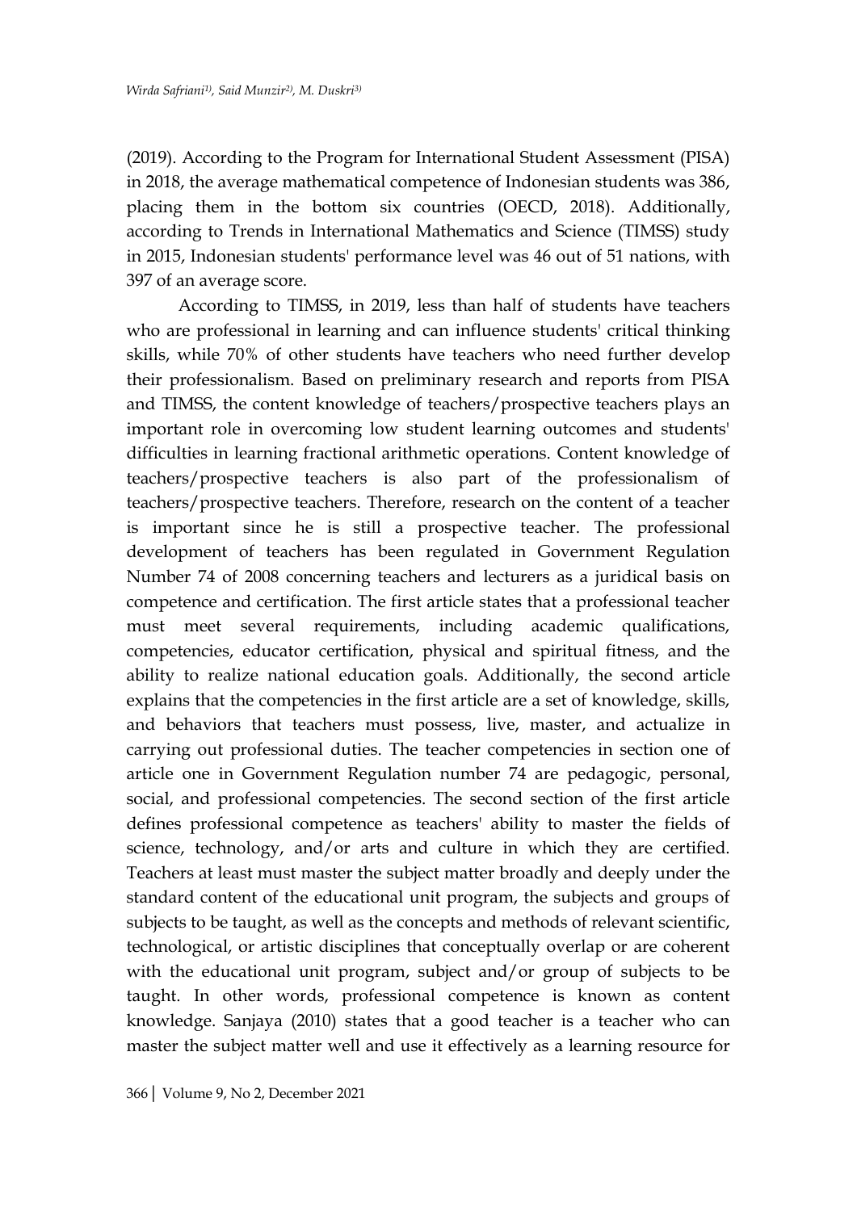(2019). According to the Program for International Student Assessment (PISA) in 2018, the average mathematical competence of Indonesian students was 386, placing them in the bottom six countries (OECD, 2018). Additionally, according to Trends in International Mathematics and Science (TIMSS) study in 2015, Indonesian students' performance level was 46 out of 51 nations, with 397 of an average score.

According to TIMSS, in 2019, less than half of students have teachers who are professional in learning and can influence students' critical thinking skills, while 70% of other students have teachers who need further develop their professionalism. Based on preliminary research and reports from PISA and TIMSS, the content knowledge of teachers/prospective teachers plays an important role in overcoming low student learning outcomes and students' difficulties in learning fractional arithmetic operations. Content knowledge of teachers/prospective teachers is also part of the professionalism of teachers/prospective teachers. Therefore, research on the content of a teacher is important since he is still a prospective teacher. The professional development of teachers has been regulated in Government Regulation Number 74 of 2008 concerning teachers and lecturers as a juridical basis on competence and certification. The first article states that a professional teacher must meet several requirements, including academic qualifications, competencies, educator certification, physical and spiritual fitness, and the ability to realize national education goals. Additionally, the second article explains that the competencies in the first article are a set of knowledge, skills, and behaviors that teachers must possess, live, master, and actualize in carrying out professional duties. The teacher competencies in section one of article one in Government Regulation number 74 are pedagogic, personal, social, and professional competencies. The second section of the first article defines professional competence as teachers' ability to master the fields of science, technology, and/or arts and culture in which they are certified. Teachers at least must master the subject matter broadly and deeply under the standard content of the educational unit program, the subjects and groups of subjects to be taught, as well as the concepts and methods of relevant scientific, technological, or artistic disciplines that conceptually overlap or are coherent with the educational unit program, subject and/or group of subjects to be taught. In other words, professional competence is known as content knowledge. Sanjaya (2010) states that a good teacher is a teacher who can master the subject matter well and use it effectively as a learning resource for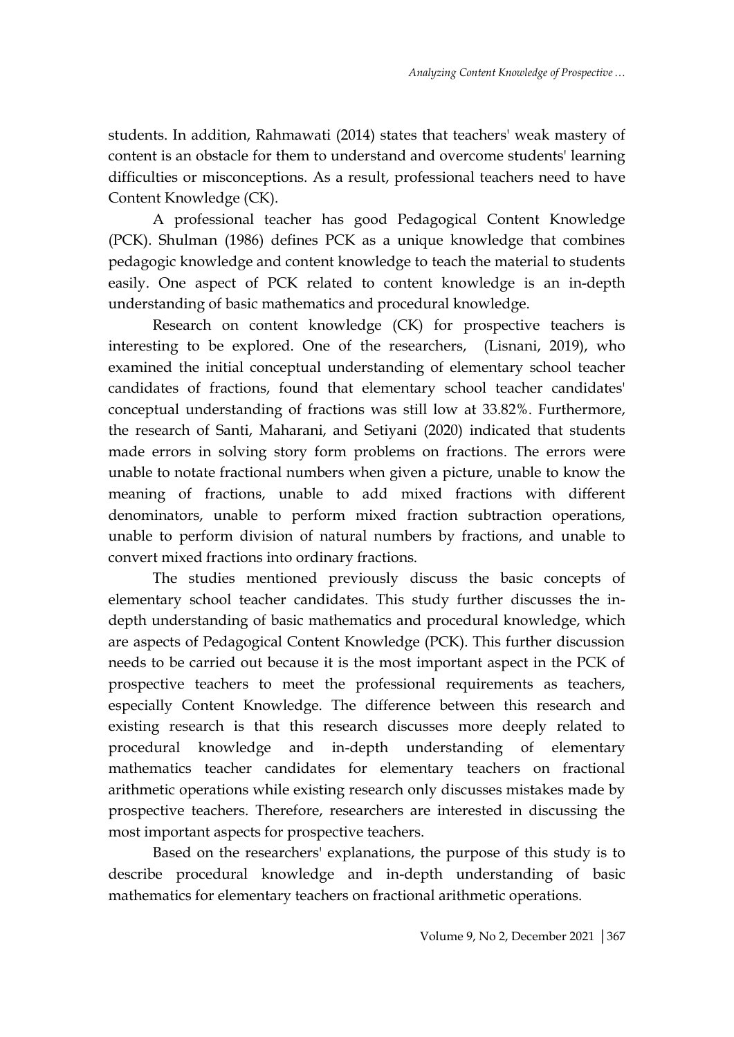students. In addition, Rahmawati (2014) states that teachers' weak mastery of content is an obstacle for them to understand and overcome students' learning difficulties or misconceptions. As a result, professional teachers need to have Content Knowledge (CK).

A professional teacher has good Pedagogical Content Knowledge (PCK). Shulman (1986) defines PCK as a unique knowledge that combines pedagogic knowledge and content knowledge to teach the material to students easily. One aspect of PCK related to content knowledge is an in-depth understanding of basic mathematics and procedural knowledge.

Research on content knowledge (CK) for prospective teachers is interesting to be explored. One of the researchers, (Lisnani, 2019), who examined the initial conceptual understanding of elementary school teacher candidates of fractions, found that elementary school teacher candidates' conceptual understanding of fractions was still low at 33.82%. Furthermore, the research of Santi, Maharani, and Setiyani (2020) indicated that students made errors in solving story form problems on fractions. The errors were unable to notate fractional numbers when given a picture, unable to know the meaning of fractions, unable to add mixed fractions with different denominators, unable to perform mixed fraction subtraction operations, unable to perform division of natural numbers by fractions, and unable to convert mixed fractions into ordinary fractions.

The studies mentioned previously discuss the basic concepts of elementary school teacher candidates. This study further discusses the in-depth understanding of basic mathematics and procedural knowledge, which are aspects of Pedagogical Content Knowledge (PCK). This further discussion needs to be carried out because it is the most important aspect in the PCK of prospective teachers to meet the professional requirements as teachers, especially Content Knowledge. The difference between this research and existing research is that this research discusses more deeply related to procedural knowledge and in-depth understanding of elementary mathematics teacher candidates for elementary teachers on fractional arithmetic operations while existing research only discusses mistakes made by prospective teachers. Therefore, researchers are interested in discussing the most important aspects for prospective teachers.

Based on the researchers' explanations, the purpose of this study is to describe procedural knowledge and in-depth understanding of basic mathematics for elementary teachers on fractional arithmetic operations.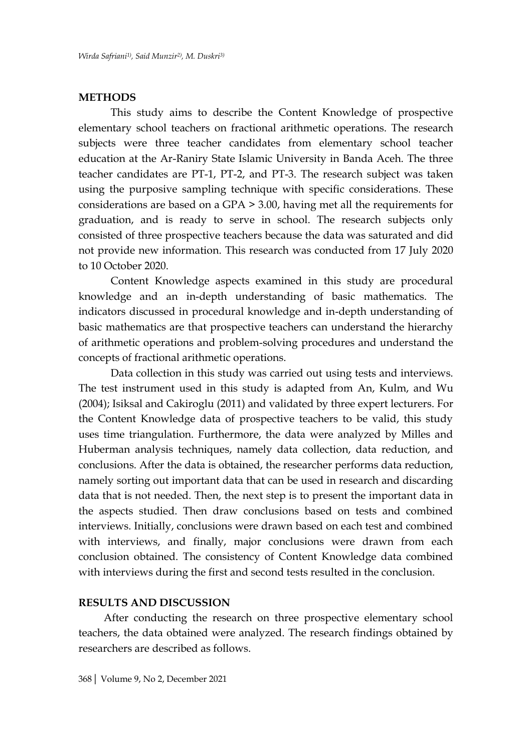## METHODS

This study aims to describe the Content Knowledge of prospective elementary school teachers on fractional arithmetic operations. The research subjects were three teacher candidates from elementary school teacher education at the Ar-Raniry State Islamic University in Banda Aceh. The three teacher candidates are PT-1, PT-2, and PT-3. The research subject was taken using the purposive sampling technique with specific considerations. These considerations are based on a GPA > 3.00, having met all the requirements for graduation, and is ready to serve in school. The research subjects only consisted of three prospective teachers because the data was saturated and did not provide new information. This research was conducted from 17 July 2020 to 10 October 2020.

Content Knowledge aspects examined in this study are procedural knowledge and an in-depth understanding of basic mathematics. The indicators discussed in procedural knowledge and in-depth understanding of basic mathematics are that prospective teachers can understand the hierarchy of arithmetic operations and problem-solving procedures and understand the concepts of fractional arithmetic operations.

Data collection in this study was carried out using tests and interviews. The test instrument used in this study is adapted from An, Kulm, and Wu (2004); Isiksal and Cakiroglu (2011) and validated by three expert lecturers. For the Content Knowledge data of prospective teachers to be valid, this study uses time triangulation. Furthermore, the data were analyzed by Milles and Huberman analysis techniques, namely data collection, data reduction, and conclusions. After the data is obtained, the researcher performs data reduction, namely sorting out important data that can be used in research and discarding data that is not needed. Then, the next step is to present the important data in the aspects studied. Then draw conclusions based on tests and combined interviews. Initially, conclusions were drawn based on each test and combined with interviews, and finally, major conclusions were drawn from each conclusion obtained. The consistency of Content Knowledge data combined with interviews during the first and second tests resulted in the conclusion.

## RESULTS AND DISCUSSION

After conducting the research on three prospective elementary school teachers, the data obtained were analyzed. The research findings obtained by researchers are described as follows.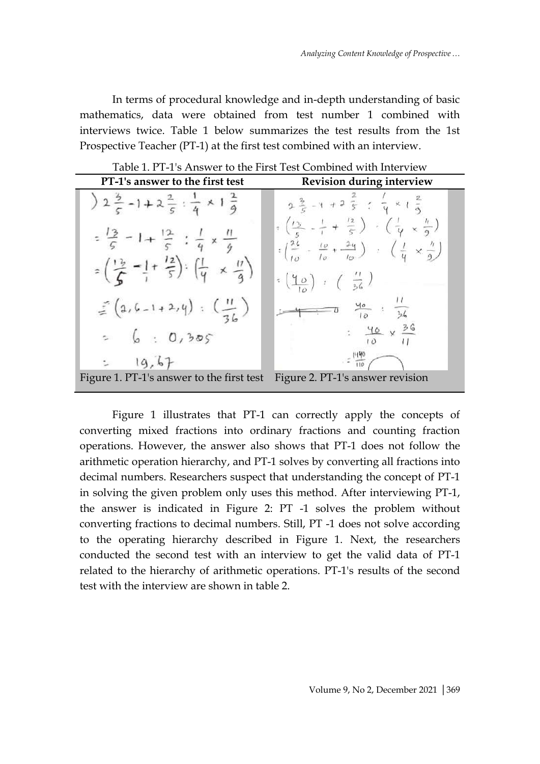In terms of procedural knowledge and in-depth understanding of basic mathematics, data were obtained from test number 1 combined with interviews twice. Table 1 below summarizes the test results from the 1st Prospective Teacher (PT-1) at the first test combined with an interview.

Table 1. PT-1's Answer to the First Test Combined with Interview

| PT-1's answer to the first test | Revision during interview |
|---|---|
| $2\frac{3}{5} - 1 + 2\frac{2}{5} : \frac{1}{4} \times 1\frac{2}{9}$<br>$= \frac{13}{5} - 1 + \frac{12}{5} : \frac{1}{4} \times \frac{11}{9}$<br>$= \left(\frac{13}{5} - \frac{1}{1} + \frac{12}{5}\right) : \left(\frac{1}{4} \times \frac{11}{9}\right)$<br>$= (2{,}6 - 1 + 2{,}4) : \left(\frac{11}{36}\right)$<br>$= 6 : 0{,}305$<br>$= 19{,}67$ | $2\frac{3}{5} - 1 + 2\frac{2}{5} : \frac{1}{4} \times 1\frac{2}{9}$<br>$= \left(\frac{13}{5} - \frac{1}{1} + \frac{12}{5}\right) : \left(\frac{1}{4} \times \frac{11}{9}\right)$<br>$= \left(\frac{26}{10} - \frac{10}{10} + \frac{24}{10}\right) : \left(\frac{1}{4} \times \frac{11}{9}\right)$<br>$= \left(\frac{40}{10}\right) : \left(\frac{11}{36}\right)$<br>$= \frac{40}{10} : \frac{11}{36}$<br>$= \frac{40}{10} \times \frac{36}{11}$<br>$= \frac{1440}{110}$ |
| Figure 1. PT-1's answer to the first test | Figure 2. PT-1's answer revision |

Figure 1 illustrates that PT-1 can correctly apply the concepts of converting mixed fractions into ordinary fractions and counting fraction operations. However, the answer also shows that PT-1 does not follow the arithmetic operation hierarchy, and PT-1 solves by converting all fractions into decimal numbers. Researchers suspect that understanding the concept of PT-1 in solving the given problem only uses this method. After interviewing PT-1, the answer is indicated in Figure 2: PT -1 solves the problem without converting fractions to decimal numbers. Still, PT -1 does not solve according to the operating hierarchy described in Figure 1. Next, the researchers conducted the second test with an interview to get the valid data of PT-1 related to the hierarchy of arithmetic operations. PT-1's results of the second test with the interview are shown in table 2.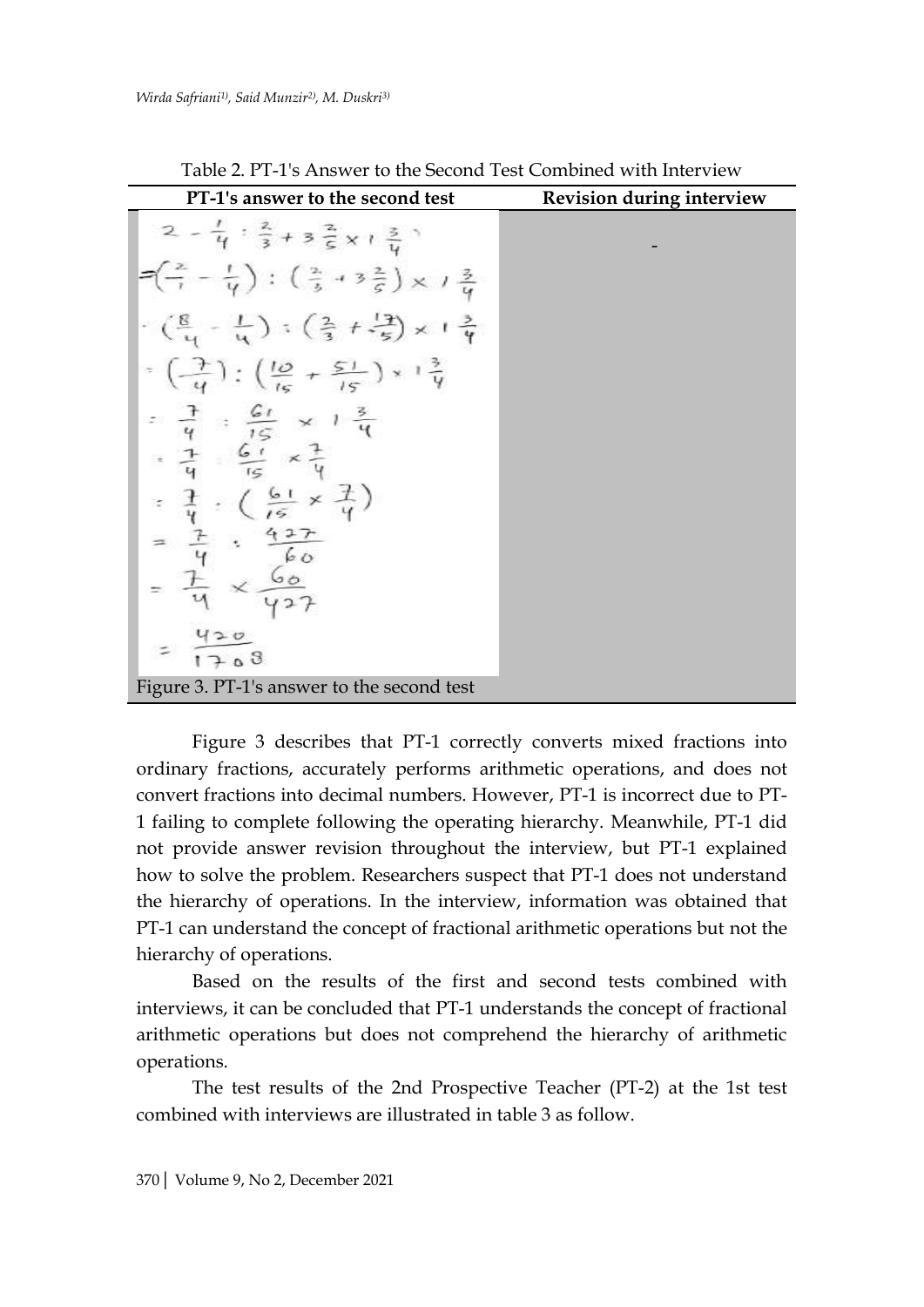Table 2. PT-1's Answer to the Second Test Combined with Interview

| PT-1's answer to the second test | Revision during interview |
| --- | --- |
| $2 - \frac{1}{4} : \frac{2}{3} + 3\frac{2}{5} \times 1\frac{3}{4}$ <br> $= \left(\frac{2}{1} - \frac{1}{4}\right) : \left(\frac{2}{3} + 3\frac{2}{5}\right) \times 1\frac{3}{4}$ <br> $= \left(\frac{8}{4} - \frac{1}{4}\right) : \left(\frac{2}{3} + \frac{17}{5}\right) \times 1\frac{3}{4}$ <br> $= \left(\frac{7}{4}\right) : \left(\frac{10}{15} + \frac{51}{15}\right) \times 1\frac{3}{4}$ <br> $= \frac{7}{4} : \frac{61}{15} \times 1\frac{3}{4}$ <br> $= \frac{7}{4} : \frac{61}{15} \times \frac{7}{4}$ <br> $= \frac{7}{4} : \left(\frac{61}{15} \times \frac{7}{4}\right)$ <br> $= \frac{7}{4} : \frac{427}{60}$ <br> $= \frac{7}{4} \times \frac{60}{427}$ <br> $= \frac{420}{1708}$ <br> Figure 3. PT-1's answer to the second test | - |

Figure 3 describes that PT-1 correctly converts mixed fractions into ordinary fractions, accurately performs arithmetic operations, and does not convert fractions into decimal numbers. However, PT-1 is incorrect due to PT-1 failing to complete following the operating hierarchy. Meanwhile, PT-1 did not provide answer revision throughout the interview, but PT-1 explained how to solve the problem. Researchers suspect that PT-1 does not understand the hierarchy of operations. In the interview, information was obtained that PT-1 can understand the concept of fractional arithmetic operations but not the hierarchy of operations.

Based on the results of the first and second tests combined with interviews, it can be concluded that PT-1 understands the concept of fractional arithmetic operations but does not comprehend the hierarchy of arithmetic operations.

The test results of the 2nd Prospective Teacher (PT-2) at the 1st test combined with interviews are illustrated in table 3 as follow.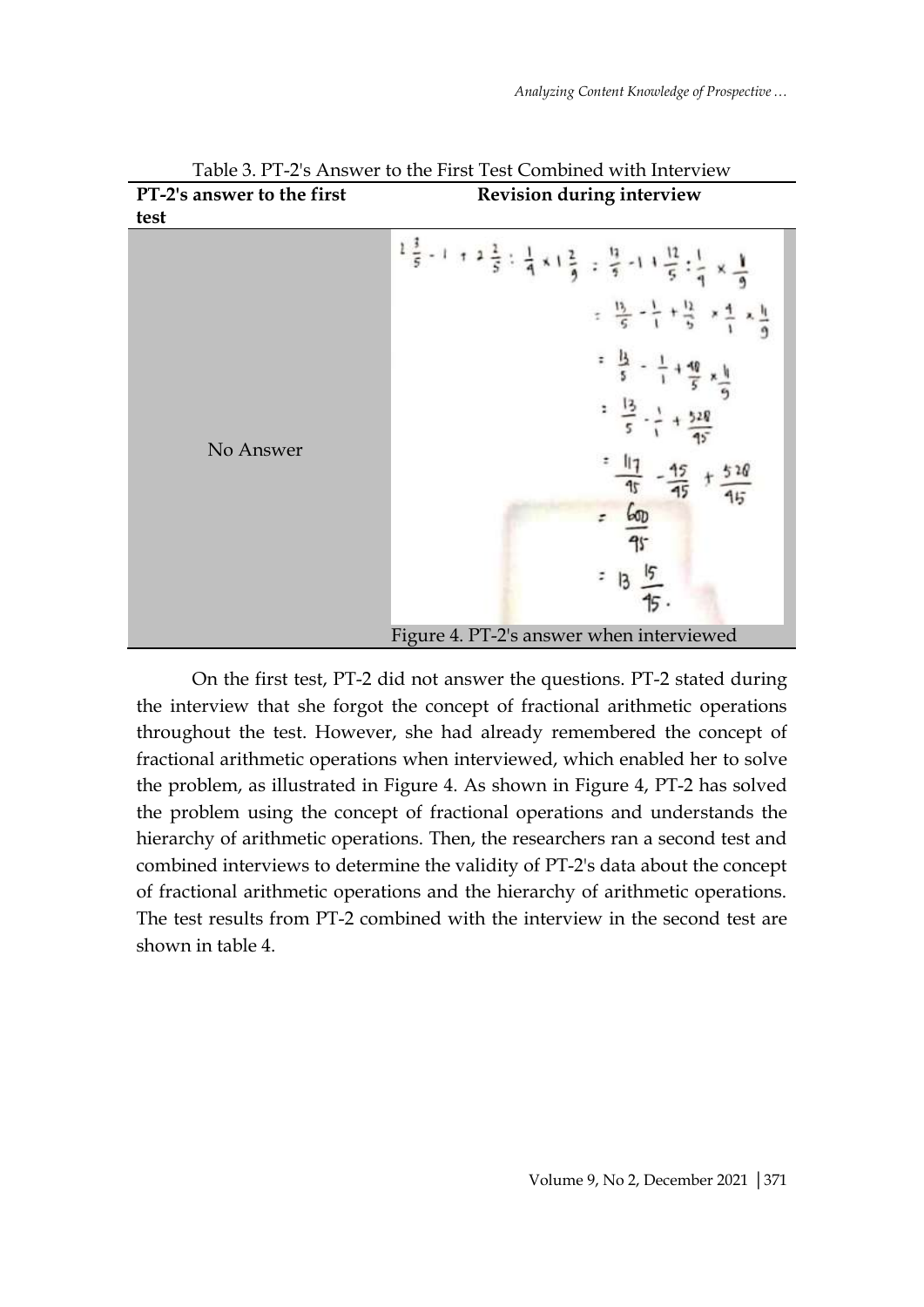Table 3. PT-2's Answer to the First Test Combined with Interview

| PT-2's answer to the first test | Revision during interview |
| --- | --- |
| No Answer | $2\frac{3}{5} - 1 + 2\frac{2}{5} : \frac{1}{4} \times 1\frac{2}{9} = \frac{13}{5} - 1 + \frac{12}{5} : \frac{1}{4} \times \frac{11}{9}$ <br> $= \frac{13}{5} - \frac{1}{1} + \frac{12}{5} \times \frac{4}{1} \times \frac{11}{9}$ <br> $= \frac{13}{5} - \frac{1}{1} + \frac{48}{5} \times \frac{11}{9}$ <br> $= \frac{13}{5} - \frac{1}{1} + \frac{528}{45}$ <br> $= \frac{117}{45} - \frac{45}{45} + \frac{528}{45}$ <br> $= \frac{600}{45}$ <br> $= 13\frac{15}{45}$. <br> Figure 4. PT-2's answer when interviewed |

On the first test, PT-2 did not answer the questions. PT-2 stated during the interview that she forgot the concept of fractional arithmetic operations throughout the test. However, she had already remembered the concept of fractional arithmetic operations when interviewed, which enabled her to solve the problem, as illustrated in Figure 4. As shown in Figure 4, PT-2 has solved the problem using the concept of fractional operations and understands the hierarchy of arithmetic operations. Then, the researchers ran a second test and combined interviews to determine the validity of PT-2's data about the concept of fractional arithmetic operations and the hierarchy of arithmetic operations. The test results from PT-2 combined with the interview in the second test are shown in table 4.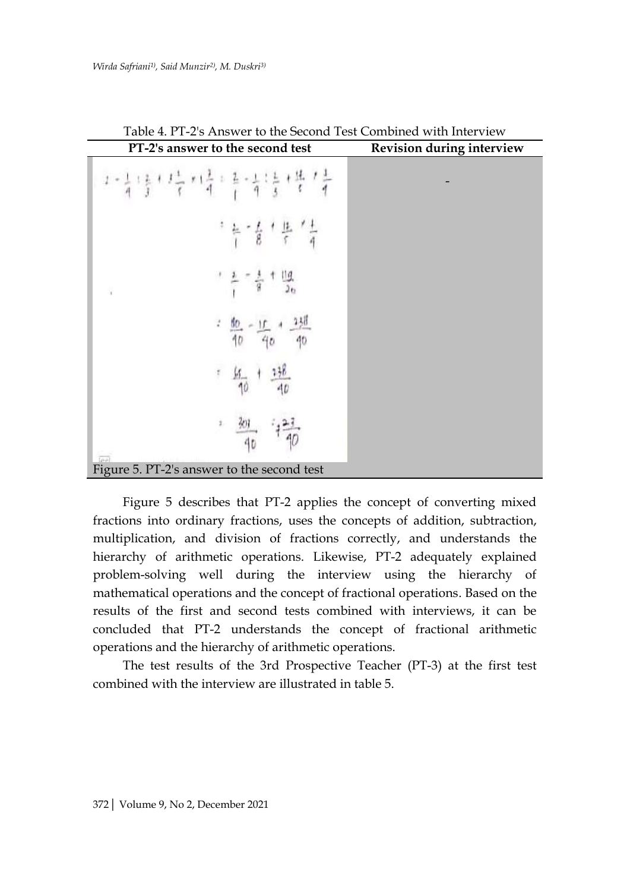Table 4. PT-2's Answer to the Second Test Combined with Interview

| PT-2's answer to the second test | Revision during interview |
|---|---|
| $2 - \frac{1}{4} : \frac{2}{3} + 3\frac{1}{5} \times 1\frac{3}{4} = \frac{2}{1} - \frac{1}{4} : \frac{2}{3} + \frac{16}{5} \times \frac{7}{4}$ <br> $= \frac{2}{1} - \frac{3}{8} + \frac{16}{5} \times \frac{7}{4}$ <br> $= \frac{2}{1} - \frac{3}{8} + \frac{112}{20}$ <br> $= \frac{80}{40} - \frac{15}{40} + \frac{238}{40}$ <br> $= \frac{65}{40} + \frac{238}{40}$ <br> $= \frac{303}{40} = 7\frac{23}{40}$ <br> Figure 5. PT-2's answer to the second test | - |

Figure 5 describes that PT-2 applies the concept of converting mixed fractions into ordinary fractions, uses the concepts of addition, subtraction, multiplication, and division of fractions correctly, and understands the hierarchy of arithmetic operations. Likewise, PT-2 adequately explained problem-solving well during the interview using the hierarchy of mathematical operations and the concept of fractional operations. Based on the results of the first and second tests combined with interviews, it can be concluded that PT-2 understands the concept of fractional arithmetic operations and the hierarchy of arithmetic operations.

The test results of the 3rd Prospective Teacher (PT-3) at the first test combined with the interview are illustrated in table 5.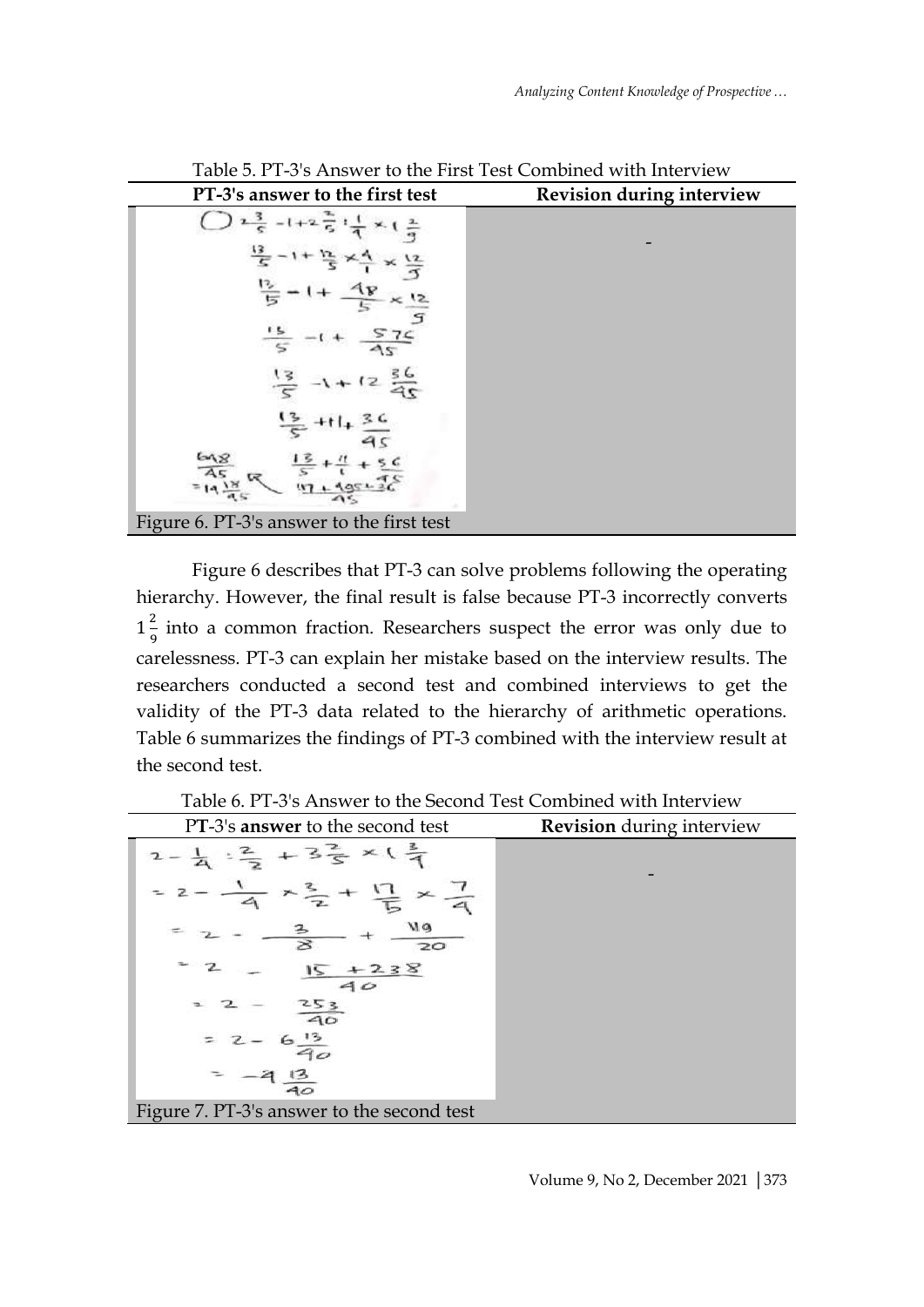Table 5. PT-3's Answer to the First Test Combined with Interview

| PT-3's answer to the first test | Revision during interview |
|---|---|
| Figure 6. PT-3's answer to the first test | - |

Figure 6 describes that PT-3 can solve problems following the operating hierarchy. However, the final result is false because PT-3 incorrectly converts $1\frac{2}{9}$ into a common fraction. Researchers suspect the error was only due to carelessness. PT-3 can explain her mistake based on the interview results. The researchers conducted a second test and combined interviews to get the validity of the PT-3 data related to the hierarchy of arithmetic operations. Table 6 summarizes the findings of PT-3 combined with the interview result at the second test.

Table 6. PT-3's Answer to the Second Test Combined with Interview

| PT-3's **answer** to the second test | **Revision** during interview |
|---|---|
| Figure 7. PT-3's answer to the second test | - |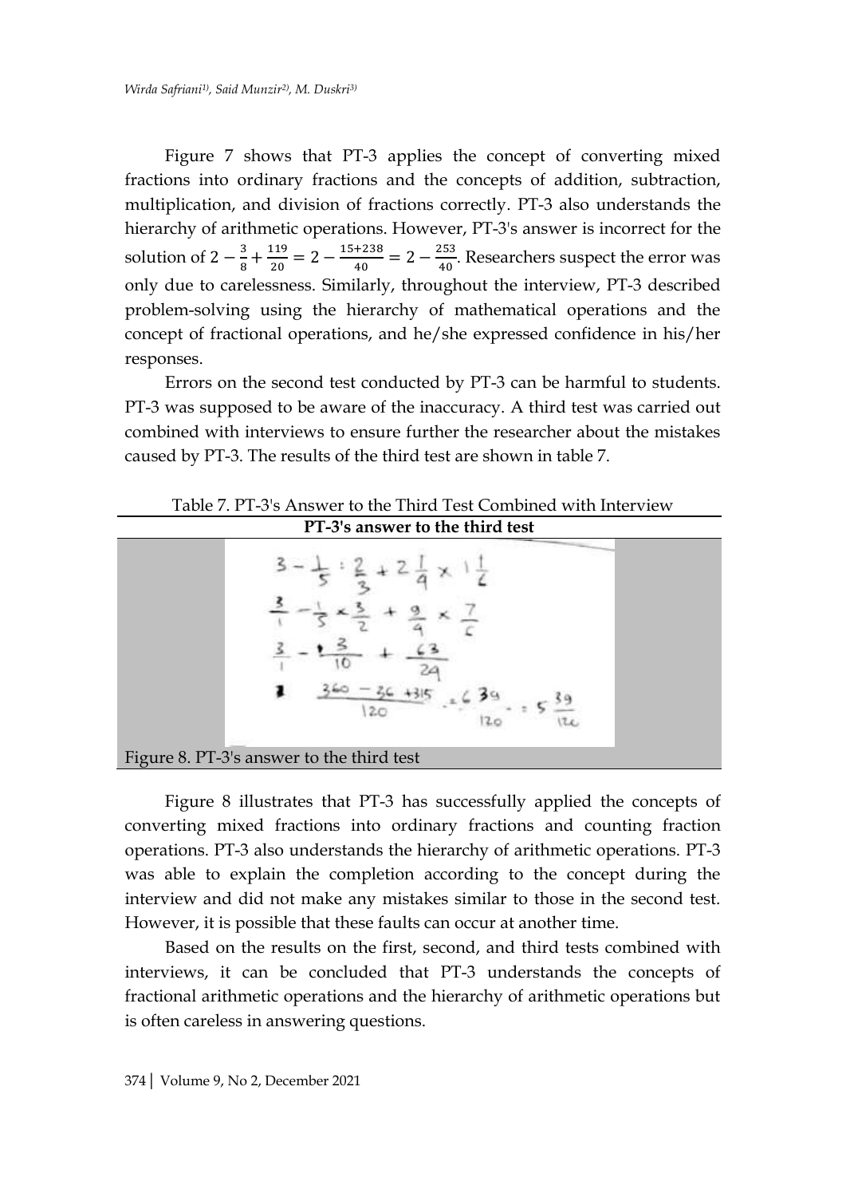Figure 7 shows that PT-3 applies the concept of converting mixed fractions into ordinary fractions and the concepts of addition, subtraction, multiplication, and division of fractions correctly. PT-3 also understands the hierarchy of arithmetic operations. However, PT-3's answer is incorrect for the solution of $2 - \frac{3}{8} + \frac{119}{20} = 2 - \frac{15+238}{40} = 2 - \frac{253}{40}$. Researchers suspect the error was only due to carelessness. Similarly, throughout the interview, PT-3 described problem-solving using the hierarchy of mathematical operations and the concept of fractional operations, and he/she expressed confidence in his/her responses.

Errors on the second test conducted by PT-3 can be harmful to students. PT-3 was supposed to be aware of the inaccuracy. A third test was carried out combined with interviews to ensure further the researcher about the mistakes caused by PT-3. The results of the third test are shown in table 7.

Table 7. PT-3's Answer to the Third Test Combined with Interview

| PT-3's answer to the third test |
| --- |
| $3 - \frac{1}{5} : \frac{2}{3} + 2\frac{1}{4} \times 1\frac{1}{6}$ <br> $\frac{3}{1} - \frac{1}{5} \times \frac{3}{2} + \frac{9}{4} \times \frac{7}{6}$ <br> $\frac{3}{1} - \frac{3}{10} + \frac{63}{24}$ <br> $\frac{360 - 36 + 315}{120} = \frac{639}{120} = 5\frac{39}{120}$ |
| Figure 8. PT-3's answer to the third test |

Figure 8 illustrates that PT-3 has successfully applied the concepts of converting mixed fractions into ordinary fractions and counting fraction operations. PT-3 also understands the hierarchy of arithmetic operations. PT-3 was able to explain the completion according to the concept during the interview and did not make any mistakes similar to those in the second test. However, it is possible that these faults can occur at another time.

Based on the results on the first, second, and third tests combined with interviews, it can be concluded that PT-3 understands the concepts of fractional arithmetic operations and the hierarchy of arithmetic operations but is often careless in answering questions.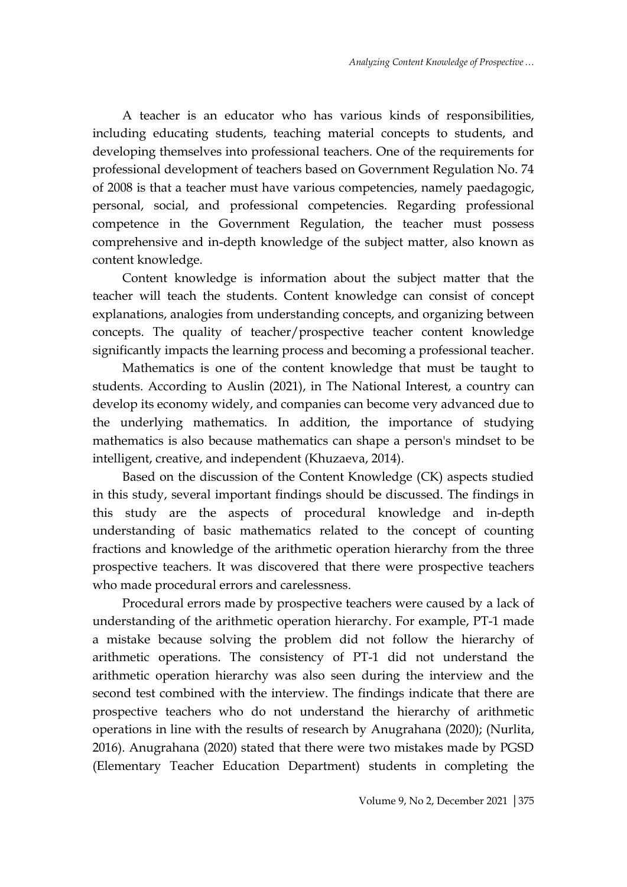A teacher is an educator who has various kinds of responsibilities, including educating students, teaching material concepts to students, and developing themselves into professional teachers. One of the requirements for professional development of teachers based on Government Regulation No. 74 of 2008 is that a teacher must have various competencies, namely paedagogic, personal, social, and professional competencies. Regarding professional competence in the Government Regulation, the teacher must possess comprehensive and in-depth knowledge of the subject matter, also known as content knowledge.

Content knowledge is information about the subject matter that the teacher will teach the students. Content knowledge can consist of concept explanations, analogies from understanding concepts, and organizing between concepts. The quality of teacher/prospective teacher content knowledge significantly impacts the learning process and becoming a professional teacher.

Mathematics is one of the content knowledge that must be taught to students. According to Auslin (2021), in The National Interest, a country can develop its economy widely, and companies can become very advanced due to the underlying mathematics. In addition, the importance of studying mathematics is also because mathematics can shape a person's mindset to be intelligent, creative, and independent (Khuzaeva, 2014).

Based on the discussion of the Content Knowledge (CK) aspects studied in this study, several important findings should be discussed. The findings in this study are the aspects of procedural knowledge and in-depth understanding of basic mathematics related to the concept of counting fractions and knowledge of the arithmetic operation hierarchy from the three prospective teachers. It was discovered that there were prospective teachers who made procedural errors and carelessness.

Procedural errors made by prospective teachers were caused by a lack of understanding of the arithmetic operation hierarchy. For example, PT-1 made a mistake because solving the problem did not follow the hierarchy of arithmetic operations. The consistency of PT-1 did not understand the arithmetic operation hierarchy was also seen during the interview and the second test combined with the interview. The findings indicate that there are prospective teachers who do not understand the hierarchy of arithmetic operations in line with the results of research by Anugrahana (2020); (Nurlita, 2016). Anugrahana (2020) stated that there were two mistakes made by PGSD (Elementary Teacher Education Department) students in completing the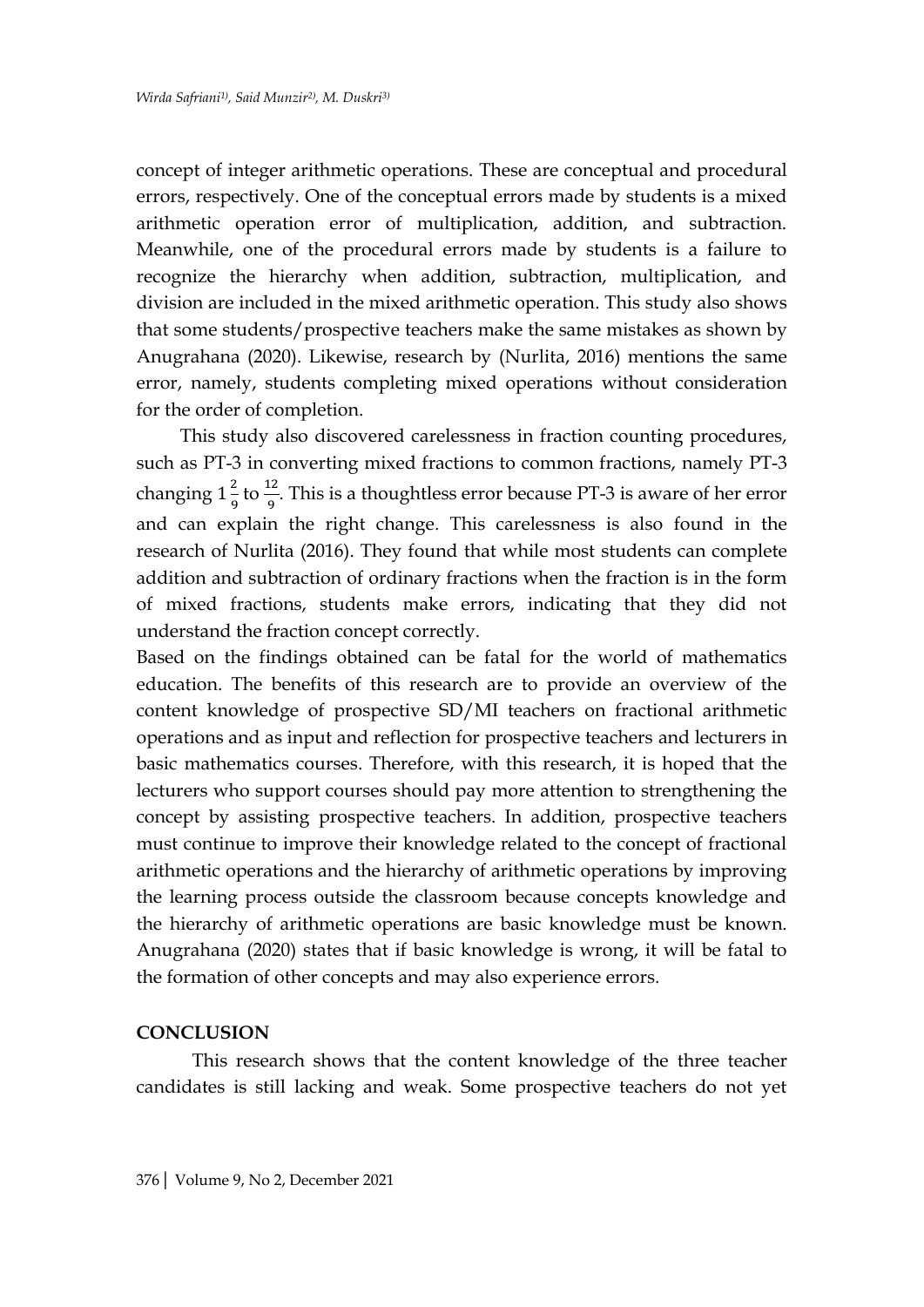concept of integer arithmetic operations. These are conceptual and procedural errors, respectively. One of the conceptual errors made by students is a mixed arithmetic operation error of multiplication, addition, and subtraction. Meanwhile, one of the procedural errors made by students is a failure to recognize the hierarchy when addition, subtraction, multiplication, and division are included in the mixed arithmetic operation. This study also shows that some students/prospective teachers make the same mistakes as shown by Anugrahana (2020). Likewise, research by (Nurlita, 2016) mentions the same error, namely, students completing mixed operations without consideration for the order of completion.

This study also discovered carelessness in fraction counting procedures, such as PT-3 in converting mixed fractions to common fractions, namely PT-3 changing $1\frac{2}{9}$ to $\frac{12}{9}$. This is a thoughtless error because PT-3 is aware of her error and can explain the right change. This carelessness is also found in the research of Nurlita (2016). They found that while most students can complete addition and subtraction of ordinary fractions when the fraction is in the form of mixed fractions, students make errors, indicating that they did not understand the fraction concept correctly.

Based on the findings obtained can be fatal for the world of mathematics education. The benefits of this research are to provide an overview of the content knowledge of prospective SD/MI teachers on fractional arithmetic operations and as input and reflection for prospective teachers and lecturers in basic mathematics courses. Therefore, with this research, it is hoped that the lecturers who support courses should pay more attention to strengthening the concept by assisting prospective teachers. In addition, prospective teachers must continue to improve their knowledge related to the concept of fractional arithmetic operations and the hierarchy of arithmetic operations by improving the learning process outside the classroom because concepts knowledge and the hierarchy of arithmetic operations are basic knowledge must be known. Anugrahana (2020) states that if basic knowledge is wrong, it will be fatal to the formation of other concepts and may also experience errors.

## CONCLUSION

This research shows that the content knowledge of the three teacher candidates is still lacking and weak. Some prospective teachers do not yet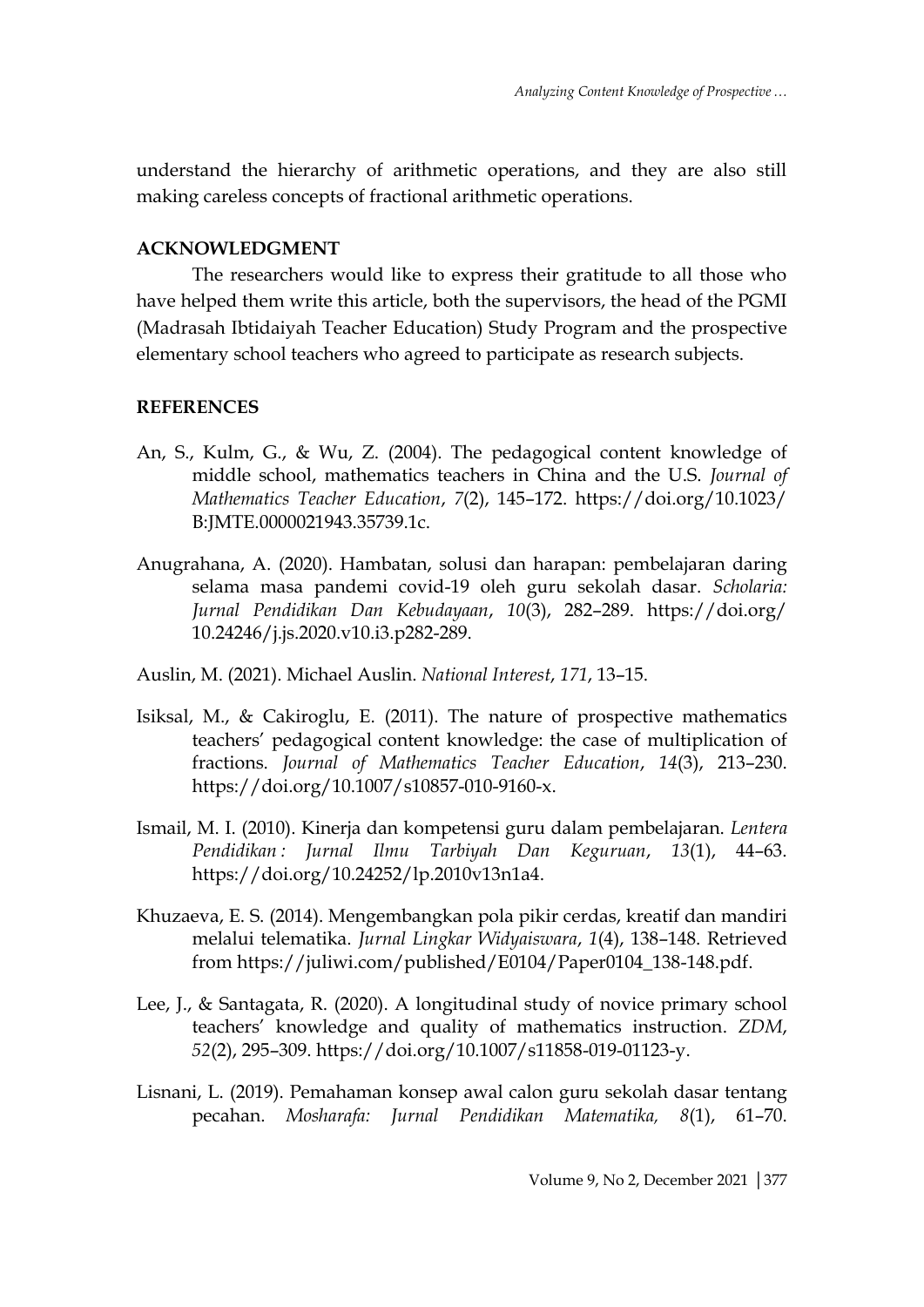understand the hierarchy of arithmetic operations, and they are also still making careless concepts of fractional arithmetic operations.

## ACKNOWLEDGMENT

The researchers would like to express their gratitude to all those who have helped them write this article, both the supervisors, the head of the PGMI (Madrasah Ibtidaiyah Teacher Education) Study Program and the prospective elementary school teachers who agreed to participate as research subjects.

## REFERENCES

An, S., Kulm, G., & Wu, Z. (2004). The pedagogical content knowledge of middle school, mathematics teachers in China and the U.S. *Journal of Mathematics Teacher Education*, *7*(2), 145–172. https://doi.org/10.1023/B:JMTE.0000021943.35739.1c.

Anugrahana, A. (2020). Hambatan, solusi dan harapan: pembelajaran daring selama masa pandemi covid-19 oleh guru sekolah dasar. *Scholaria: Jurnal Pendidikan Dan Kebudayaan*, *10*(3), 282–289. https://doi.org/10.24246/j.js.2020.v10.i3.p282-289.

Auslin, M. (2021). Michael Auslin. *National Interest*, *171*, 13–15.

Isiksal, M., & Cakiroglu, E. (2011). The nature of prospective mathematics teachers' pedagogical content knowledge: the case of multiplication of fractions. *Journal of Mathematics Teacher Education*, *14*(3), 213–230. https://doi.org/10.1007/s10857-010-9160-x.

Ismail, M. I. (2010). Kinerja dan kompetensi guru dalam pembelajaran. *Lentera Pendidikan : Jurnal Ilmu Tarbiyah Dan Keguruan*, *13*(1), 44–63. https://doi.org/10.24252/lp.2010v13n1a4.

Khuzaeva, E. S. (2014). Mengembangkan pola pikir cerdas, kreatif dan mandiri melalui telematika. *Jurnal Lingkar Widyaiswara*, *1*(4), 138–148. Retrieved from https://juliwi.com/published/E0104/Paper0104_138-148.pdf.

Lee, J., & Santagata, R. (2020). A longitudinal study of novice primary school teachers' knowledge and quality of mathematics instruction. *ZDM*, *52*(2), 295–309. https://doi.org/10.1007/s11858-019-01123-y.

Lisnani, L. (2019). Pemahaman konsep awal calon guru sekolah dasar tentang pecahan. *Mosharafa: Jurnal Pendidikan Matematika, 8*(1), 61–70.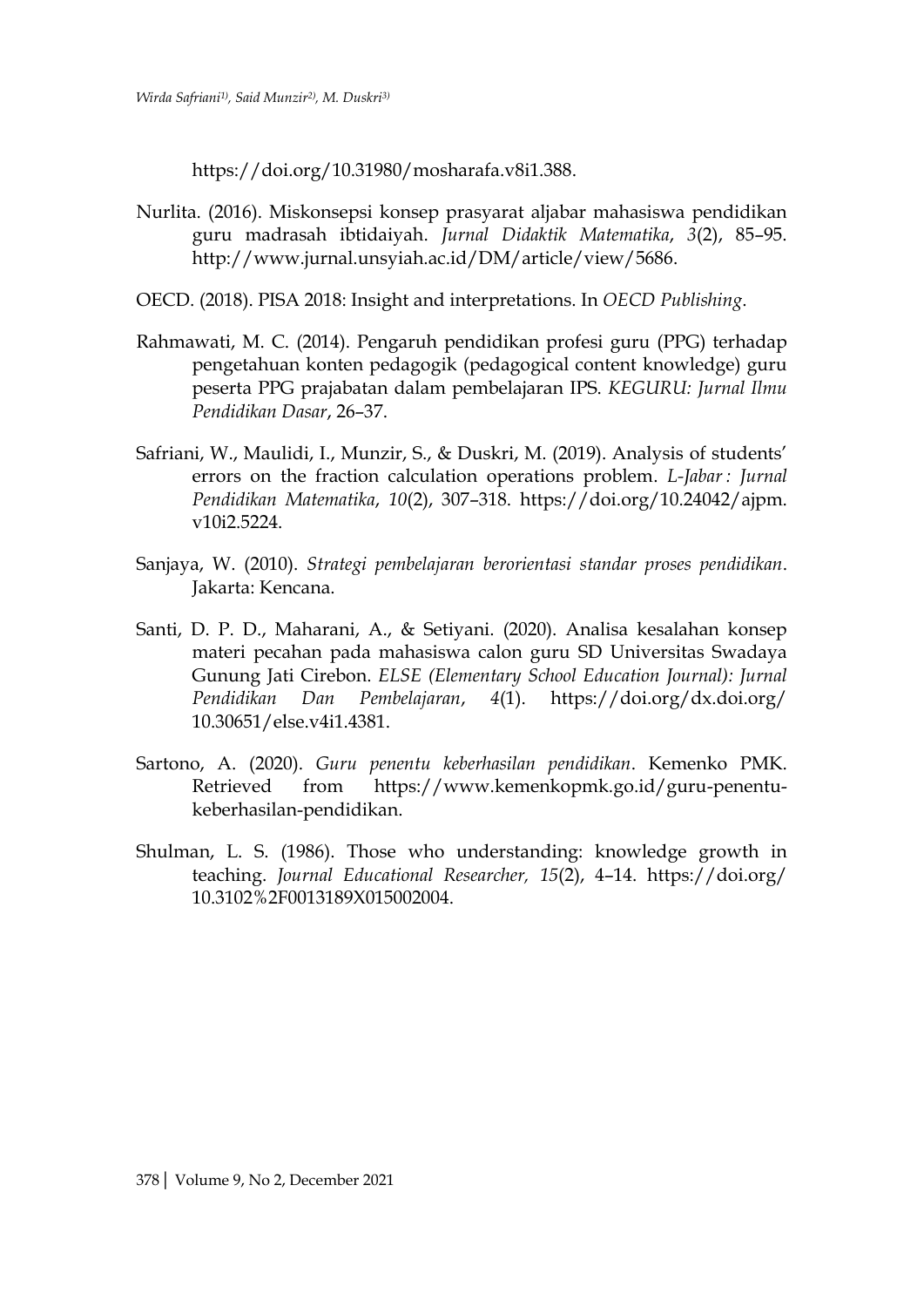https://doi.org/10.31980/mosharafa.v8i1.388.

Nurlita. (2016). Miskonsepsi konsep prasyarat aljabar mahasiswa pendidikan guru madrasah ibtidaiyah. *Jurnal Didaktik Matematika*, *3*(2), 85–95. http://www.jurnal.unsyiah.ac.id/DM/article/view/5686.

OECD. (2018). PISA 2018: Insight and interpretations. In *OECD Publishing*.

Rahmawati, M. C. (2014). Pengaruh pendidikan profesi guru (PPG) terhadap pengetahuan konten pedagogik (pedagogical content knowledge) guru peserta PPG prajabatan dalam pembelajaran IPS. *KEGURU: Jurnal Ilmu Pendidikan Dasar*, 26–37.

Safriani, W., Maulidi, I., Munzir, S., & Duskri, M. (2019). Analysis of students' errors on the fraction calculation operations problem. *L-Jabar : Jurnal Pendidikan Matematika*, *10*(2), 307–318. https://doi.org/10.24042/ajpm.v10i2.5224.

Sanjaya, W. (2010). *Strategi pembelajaran berorientasi standar proses pendidikan*. Jakarta: Kencana.

Santi, D. P. D., Maharani, A., & Setiyani. (2020). Analisa kesalahan konsep materi pecahan pada mahasiswa calon guru SD Universitas Swadaya Gunung Jati Cirebon. *ELSE (Elementary School Education Journal): Jurnal Pendidikan Dan Pembelajaran*, *4*(1). https://doi.org/dx.doi.org/10.30651/else.v4i1.4381.

Sartono, A. (2020). *Guru penentu keberhasilan pendidikan*. Kemenko PMK. Retrieved from https://www.kemenkopmk.go.id/guru-penentu-keberhasilan-pendidikan.

Shulman, L. S. (1986). Those who understanding: knowledge growth in teaching. *Journal Educational Researcher, 15*(2), 4–14. https://doi.org/10.3102%2F0013189X015002004.